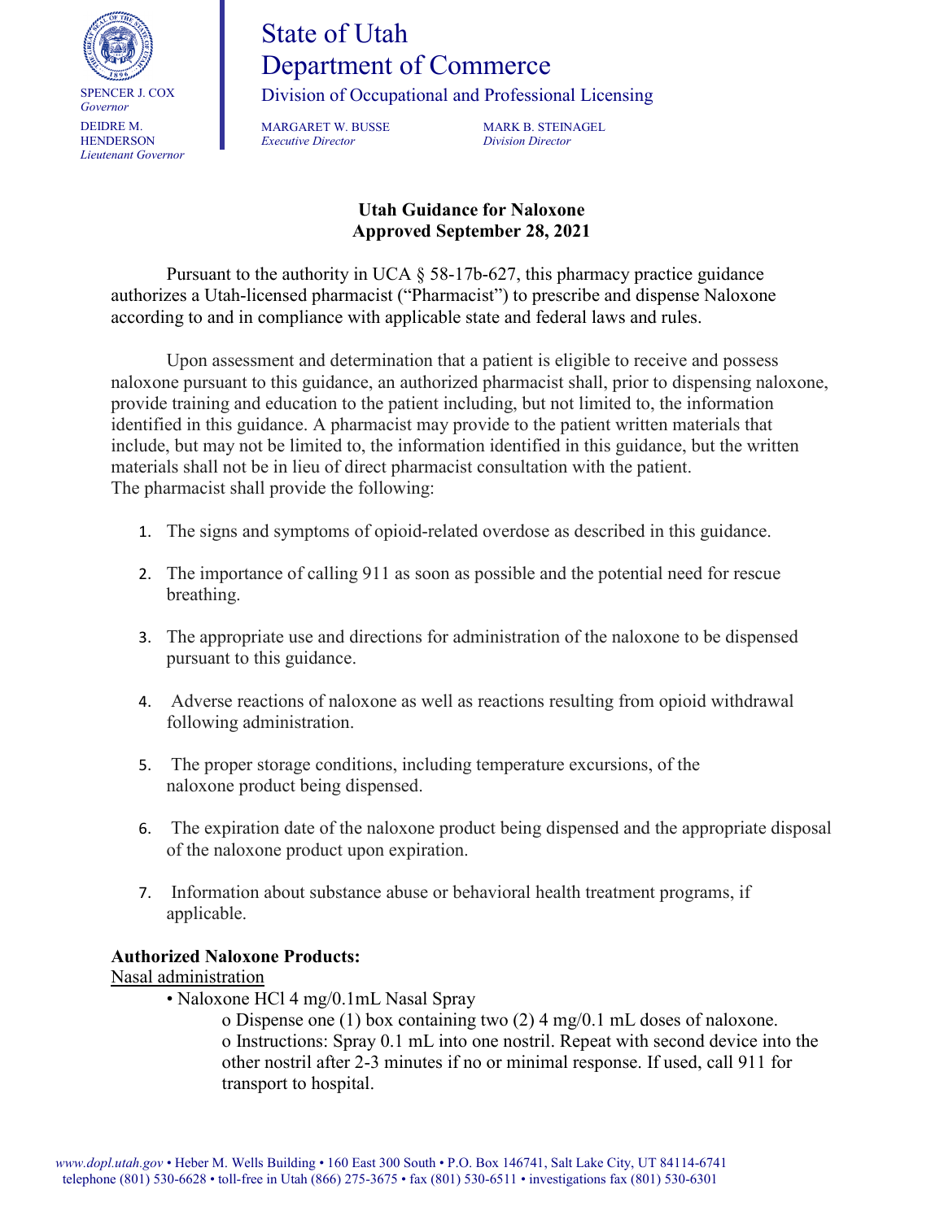SPENCER J. COX
*Governor*

DEIDRE M. HENDERSON
*Lieutenant Governor*

# State of Utah
# Department of Commerce

Division of Occupational and Professional Licensing

MARGARET W. BUSSE
*Executive Director*

MARK B. STEINAGEL
*Division Director*

**Utah Guidance for Naloxone**
**Approved September 28, 2021**

Pursuant to the authority in UCA § 58-17b-627, this pharmacy practice guidance authorizes a Utah-licensed pharmacist ("Pharmacist") to prescribe and dispense Naloxone according to and in compliance with applicable state and federal laws and rules.

Upon assessment and determination that a patient is eligible to receive and possess naloxone pursuant to this guidance, an authorized pharmacist shall, prior to dispensing naloxone, provide training and education to the patient including, but not limited to, the information identified in this guidance. A pharmacist may provide to the patient written materials that include, but may not be limited to, the information identified in this guidance, but the written materials shall not be in lieu of direct pharmacist consultation with the patient. The pharmacist shall provide the following:

1. The signs and symptoms of opioid-related overdose as described in this guidance.
2. The importance of calling 911 as soon as possible and the potential need for rescue breathing.
3. The appropriate use and directions for administration of the naloxone to be dispensed pursuant to this guidance.
4. Adverse reactions of naloxone as well as reactions resulting from opioid withdrawal following administration.
5. The proper storage conditions, including temperature excursions, of the naloxone product being dispensed.
6. The expiration date of the naloxone product being dispensed and the appropriate disposal of the naloxone product upon expiration.
7. Information about substance abuse or behavioral health treatment programs, if applicable.

**Authorized Naloxone Products:**

Nasal administration

- Naloxone HCl 4 mg/0.1mL Nasal Spray
  - Dispense one (1) box containing two (2) 4 mg/0.1 mL doses of naloxone.
  - Instructions: Spray 0.1 mL into one nostril. Repeat with second device into the other nostril after 2-3 minutes if no or minimal response. If used, call 911 for transport to hospital.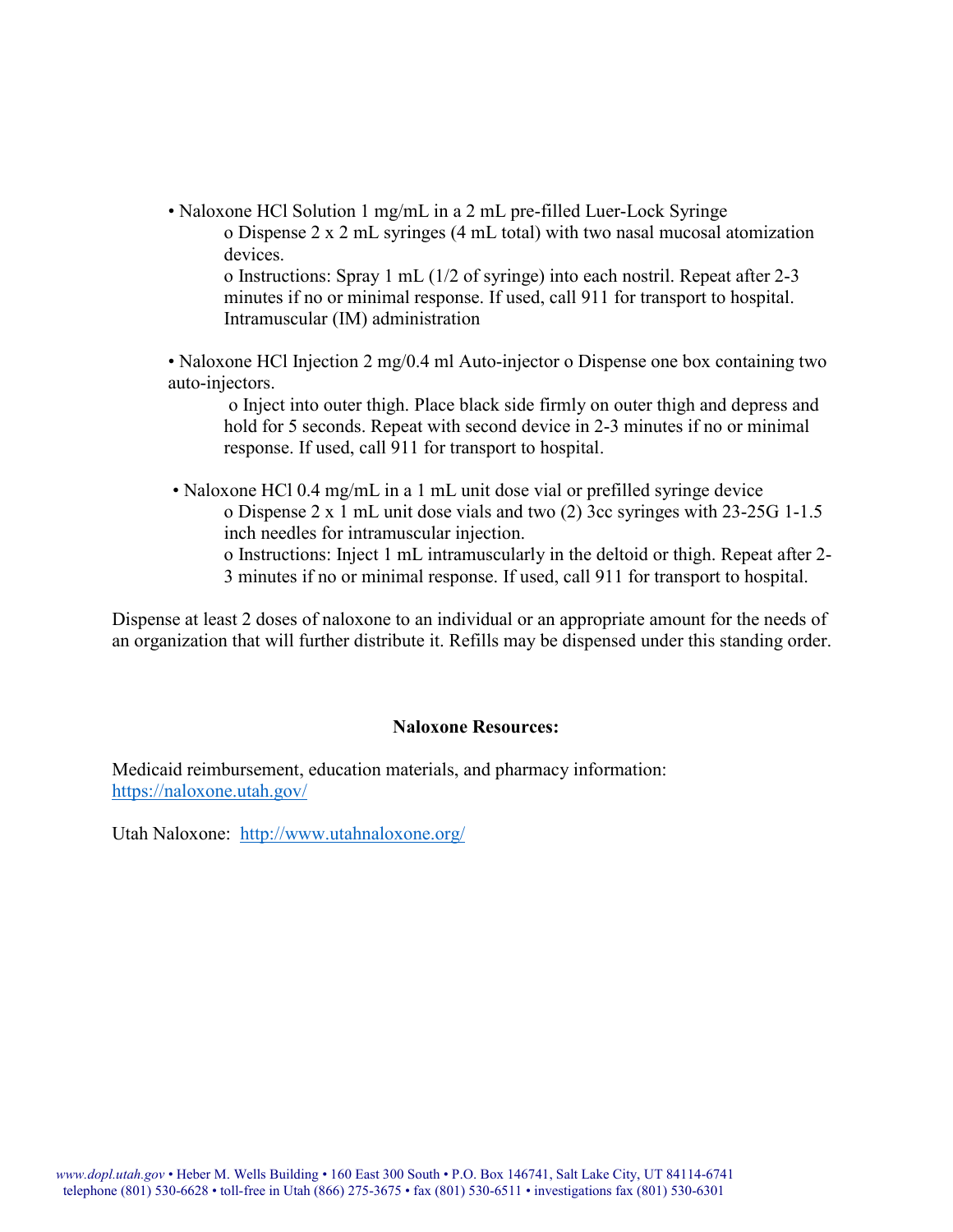- Naloxone HCl Solution 1 mg/mL in a 2 mL pre-filled Luer-Lock Syringe
  - Dispense 2 x 2 mL syringes (4 mL total) with two nasal mucosal atomization devices.
  - Instructions: Spray 1 mL (1/2 of syringe) into each nostril. Repeat after 2-3 minutes if no or minimal response. If used, call 911 for transport to hospital. Intramuscular (IM) administration

- Naloxone HCl Injection 2 mg/0.4 ml Auto-injector o Dispense one box containing two auto-injectors.
  - Inject into outer thigh. Place black side firmly on outer thigh and depress and hold for 5 seconds. Repeat with second device in 2-3 minutes if no or minimal response. If used, call 911 for transport to hospital.

- Naloxone HCl 0.4 mg/mL in a 1 mL unit dose vial or prefilled syringe device
  - Dispense 2 x 1 mL unit dose vials and two (2) 3cc syringes with 23-25G 1-1.5 inch needles for intramuscular injection.
  - Instructions: Inject 1 mL intramuscularly in the deltoid or thigh. Repeat after 2-3 minutes if no or minimal response. If used, call 911 for transport to hospital.

Dispense at least 2 doses of naloxone to an individual or an appropriate amount for the needs of an organization that will further distribute it. Refills may be dispensed under this standing order.

**Naloxone Resources:**

Medicaid reimbursement, education materials, and pharmacy information: https://naloxone.utah.gov/

Utah Naloxone: http://www.utahnaloxone.org/